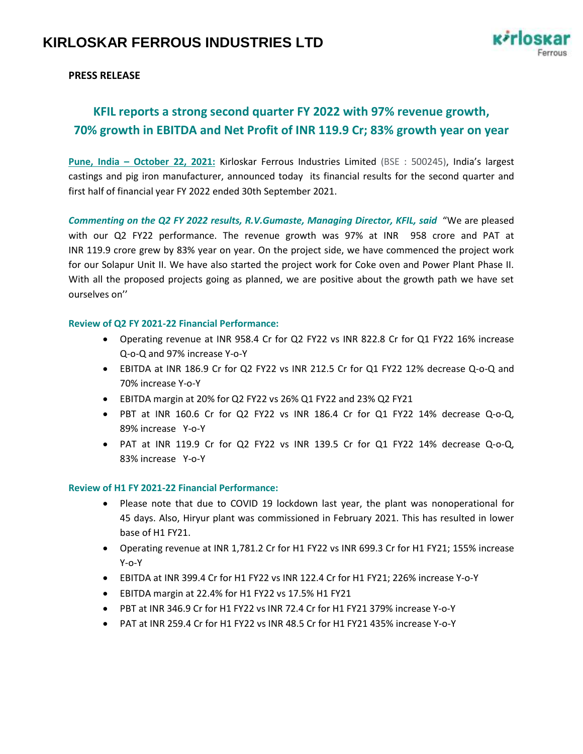# KIRLOSKAR FERROUS INDUSTRIES LTD

**PRESS RELEASE**

## KFIL reports a strong second quarter FY 2022 with 97% revenue growth, 70% growth in EBITDA and Net Profit of INR 119.9 Cr; 83% growth year on year

**Pune, India – October 22, 2021:** Kirloskar Ferrous Industries Limited (BSE : 500245), India's largest castings and pig iron manufacturer, announced today its financial results for the second quarter and first half of financial year FY 2022 ended 30th September 2021.

***Commenting on the Q2 FY 2022 results, R.V.Gumaste, Managing Director, KFIL, said*** "We are pleased with our Q2 FY22 performance. The revenue growth was 97% at INR 958 crore and PAT at INR 119.9 crore grew by 83% year on year. On the project side, we have commenced the project work for our Solapur Unit II. We have also started the project work for Coke oven and Power Plant Phase II. With all the proposed projects going as planned, we are positive about the growth path we have set ourselves on''

### Review of Q2 FY 2021-22 Financial Performance:

- Operating revenue at INR 958.4 Cr for Q2 FY22 vs INR 822.8 Cr for Q1 FY22 16% increase Q-o-Q and 97% increase Y-o-Y
- EBITDA at INR 186.9 Cr for Q2 FY22 vs INR 212.5 Cr for Q1 FY22 12% decrease Q-o-Q and 70% increase Y-o-Y
- EBITDA margin at 20% for Q2 FY22 vs 26% Q1 FY22 and 23% Q2 FY21
- PBT at INR 160.6 Cr for Q2 FY22 vs INR 186.4 Cr for Q1 FY22 14% decrease Q-o-Q, 89% increase Y-o-Y
- PAT at INR 119.9 Cr for Q2 FY22 vs INR 139.5 Cr for Q1 FY22 14% decrease Q-o-Q, 83% increase Y-o-Y

### Review of H1 FY 2021-22 Financial Performance:

- Please note that due to COVID 19 lockdown last year, the plant was nonoperational for 45 days. Also, Hiryur plant was commissioned in February 2021. This has resulted in lower base of H1 FY21.
- Operating revenue at INR 1,781.2 Cr for H1 FY22 vs INR 699.3 Cr for H1 FY21; 155% increase Y-o-Y
- EBITDA at INR 399.4 Cr for H1 FY22 vs INR 122.4 Cr for H1 FY21; 226% increase Y-o-Y
- EBITDA margin at 22.4% for H1 FY22 vs 17.5% H1 FY21
- PBT at INR 346.9 Cr for H1 FY22 vs INR 72.4 Cr for H1 FY21 379% increase Y-o-Y
- PAT at INR 259.4 Cr for H1 FY22 vs INR 48.5 Cr for H1 FY21 435% increase Y-o-Y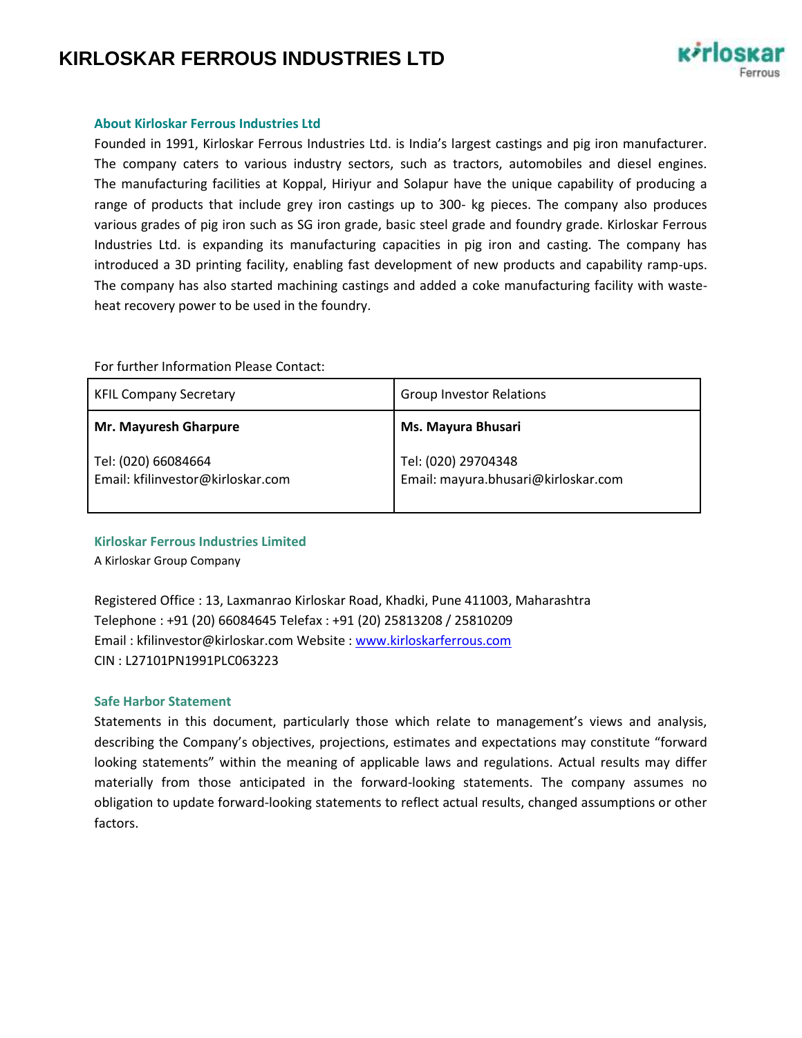## About Kirloskar Ferrous Industries Ltd

Founded in 1991, Kirloskar Ferrous Industries Ltd. is India's largest castings and pig iron manufacturer. The company caters to various industry sectors, such as tractors, automobiles and diesel engines. The manufacturing facilities at Koppal, Hiriyur and Solapur have the unique capability of producing a range of products that include grey iron castings up to 300- kg pieces. The company also produces various grades of pig iron such as SG iron grade, basic steel grade and foundry grade. Kirloskar Ferrous Industries Ltd. is expanding its manufacturing capacities in pig iron and casting. The company has introduced a 3D printing facility, enabling fast development of new products and capability ramp-ups. The company has also started machining castings and added a coke manufacturing facility with waste-heat recovery power to be used in the foundry.

For further Information Please Contact:

| KFIL Company Secretary | Group Investor Relations |
|---|---|
| **Mr. Mayuresh Gharpure**<br><br>Tel: (020) 66084664<br>Email: kfilinvestor@kirloskar.com | **Ms. Mayura Bhusari**<br><br>Tel: (020) 29704348<br>Email: mayura.bhusari@kirloskar.com |

## Kirloskar Ferrous Industries Limited

A Kirloskar Group Company

Registered Office : 13, Laxmanrao Kirloskar Road, Khadki, Pune 411003, Maharashtra
Telephone : +91 (20) 66084645 Telefax : +91 (20) 25813208 / 25810209
Email : kfilinvestor@kirloskar.com Website : www.kirloskarferrous.com
CIN : L27101PN1991PLC063223

## Safe Harbor Statement

Statements in this document, particularly those which relate to management's views and analysis, describing the Company's objectives, projections, estimates and expectations may constitute "forward looking statements" within the meaning of applicable laws and regulations. Actual results may differ materially from those anticipated in the forward-looking statements. The company assumes no obligation to update forward-looking statements to reflect actual results, changed assumptions or other factors.